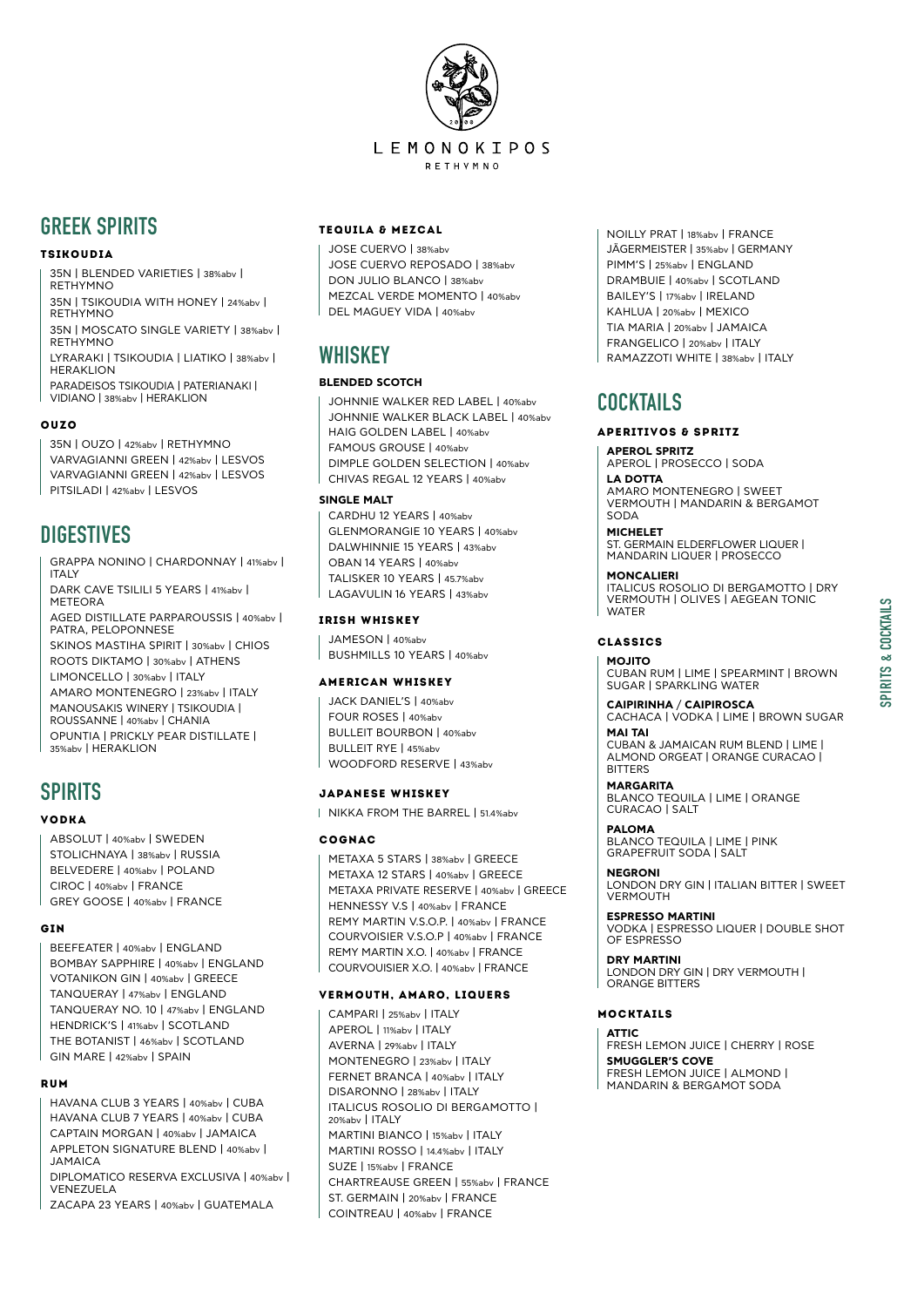LEMONOKIPOS

RETHYMNO

# GREEK SPIRITS

### TSIKOUDIA

- 35N | BLENDED VARIETIES | 38%abv | RETHYMNO
- 35N | TSIKOUDIA WITH HONEY | 24%abv | RETHYMNO
- 35N | MOSCATO SINGLE VARIETY | 38%abv | RETHYMNO
- LYRARAKI | TSIKOUDIA | LIATIKO | 38%abv | HERAKLION
- PARADEISOS TSIKOUDIA | PATERIANAKI | VIDIANO | 38%abv | HERAKLION

### OUZO

- 35N | OUZO | 42%abv | RETHYMNO
- VARVAGIANNI GREEN | 42%abv | LESVOS
- VARVAGIANNI GREEN | 42%abv | LESVOS
- PITSILADI | 42%abv | LESVOS

# DIGESTIVES

- GRAPPA NONINO | CHARDONNAY | 41%abv | ITALY
- DARK CAVE TSILILI 5 YEARS | 41%abv | METEORA
- AGED DISTILLATE PARPAROUSSIS | 40%abv | PATRA, PELOPONNESE
- SKINOS MASTIHA SPIRIT | 30%abv | CHIOS
- ROOTS DIKTAMO | 30%abv | ATHENS
- LIMONCELLO | 30%abv | ITALY
- AMARO MONTENEGRO | 23%abv | ITALY
- MANOUSAKIS WINERY | TSIKOUDIA | ROUSSANNE | 40%abv | CHANIA
- OPUNTIA | PRICKLY PEAR DISTILLATE | 35%abv | HERAKLION

# SPIRITS

### VODKA

- ABSOLUT | 40%abv | SWEDEN
- STOLICHNAYA | 38%abv | RUSSIA
- BELVEDERE | 40%abv | POLAND
- CIROC | 40%abv | FRANCE
- GREY GOOSE | 40%abv | FRANCE

### GIN

- BEEFEATER | 40%abv | ENGLAND
- BOMBAY SAPPHIRE | 40%abv | ENGLAND
- VOTANIKON GIN | 40%abv | GREECE
- TANQUERAY | 47%abv | ENGLAND
- TANQUERAY NO. 10 | 47%abv | ENGLAND
- HENDRICK'S | 41%abv | SCOTLAND
- THE BOTANIST | 46%abv | SCOTLAND
- GIN MARE | 42%abv | SPAIN

### RUM

- HAVANA CLUB 3 YEARS | 40%abv | CUBA
- HAVANA CLUB 7 YEARS | 40%abv | CUBA
- CAPTAIN MORGAN | 40%abv | JAMAICA
- APPLETON SIGNATURE BLEND | 40%abv | JAMAICA
- DIPLOMATICO RESERVA EXCLUSIVA | 40%abv | VENEZUELA
- ZACAPA 23 YEARS | 40%abv | GUATEMALA

### TEQUILA & MEZCAL

- JOSE CUERVO | 38%abv
- JOSE CUERVO REPOSADO | 38%abv
- DON JULIO BLANCO | 38%abv
- MEZCAL VERDE MOMENTO | 40%abv
- DEL MAGUEY VIDA | 40%abv

# WHISKEY

### BLENDED SCOTCH

- JOHNNIE WALKER RED LABEL | 40%abv
- JOHNNIE WALKER BLACK LABEL | 40%abv
- HAIG GOLDEN LABEL | 40%abv
- FAMOUS GROUSE | 40%abv
- DIMPLE GOLDEN SELECTION | 40%abv
- CHIVAS REGAL 12 YEARS | 40%abv

### SINGLE MALT

- CARDHU 12 YEARS | 40%abv
- GLENMORANGIE 10 YEARS | 40%abv
- DALWHINNIE 15 YEARS | 43%abv
- OBAN 14 YEARS | 40%abv
- TALISKER 10 YEARS | 45.7%abv
- LAGAVULIN 16 YEARS | 43%abv

### IRISH WHISKEY

- JAMESON | 40%abv
- BUSHMILLS 10 YEARS | 40%abv

### AMERICAN WHISKEY

- JACK DANIEL'S | 40%abv
- FOUR ROSES | 40%abv
- BULLEIT BOURBON | 40%abv
- BULLEIT RYE | 45%abv
- WOODFORD RESERVE | 43%abv

### JAPANESE WHISKEY

- NIKKA FROM THE BARREL | 51.4%abv

### COGNAC

- METAXA 5 STARS | 38%abv | GREECE
- METAXA 12 STARS | 40%abv | GREECE
- METAXA PRIVATE RESERVE | 40%abv | GREECE
- HENNESSY V.S | 40%abv | FRANCE
- REMY MARTIN V.S.O.P. | 40%abv | FRANCE
- COURVOISIER V.S.O.P | 40%abv | FRANCE
- REMY MARTIN X.O. | 40%abv | FRANCE
- COURVOISIER X.O. | 40%abv | FRANCE

### VERMOUTH, AMARO, LIQUERS

- CAMPARI | 25%abv | ITALY
- APEROL | 11%abv | ITALY
- AVERNA | 29%abv | ITALY
- MONTENEGRO | 23%abv | ITALY
- FERNET BRANCA | 40%abv | ITALY
- DISARONNO | 28%abv | ITALY
- ITALICUS ROSOLIO DI BERGAMOTTO | 20%abv | ITALY
- MARTINI BIANCO | 15%abv | ITALY
- MARTINI ROSSO | 14.4%abv | ITALY
- SUZE | 15%abv | FRANCE
- CHARTREAUSE GREEN | 55%abv | FRANCE
- ST. GERMAIN | 20%abv | FRANCE
- COINTREAU | 40%abv | FRANCE
- NOILLY PRAT | 18%abv | FRANCE
- JÄGERMEISTER | 35%abv | GERMANY
- PIMM'S | 25%abv | ENGLAND
- DRAMBUIE | 40%abv | SCOTLAND
- BAILEY'S | 17%abv | IRELAND
- KAHLUA | 20%abv | MEXICO
- TIA MARIA | 20%abv | JAMAICA
- FRANGELICO | 20%abv | ITALY
- RAMAZZOTI WHITE | 38%abv | ITALY

# COCKTAILS

### APERITIVOS & SPRITZ

**APEROL SPRITZ**
APEROL | PROSECCO | SODA

**LA DOTTA**
AMARO MONTENEGRO | SWEET VERMOUTH | MANDARIN & BERGAMOT SODA

**MICHELET**
ST. GERMAIN ELDERFLOWER LIQUER | MANDARIN LIQUER | PROSECCO

**MONCALIERI**
ITALICUS ROSOLIO DI BERGAMOTTO | DRY VERMOUTH | OLIVES | AEGEAN TONIC WATER

### CLASSICS

**MOJITO**
CUBAN RUM | LIME | SPEARMINT | BROWN SUGAR | SPARKLING WATER

**CAIPIRINHA / CAIPIROSCA**
CACHACA | VODKA | LIME | BROWN SUGAR

**MAI TAI**
CUBAN & JAMAICAN RUM BLEND | LIME | ALMOND ORGEAT | ORANGE CURACAO | BITTERS

**MARGARITA**
BLANCO TEQUILA | LIME | ORANGE CURACAO | SALT

**PALOMA**
BLANCO TEQUILA | LIME | PINK GRAPEFRUIT SODA | SALT

**NEGRONI**
LONDON DRY GIN | ITALIAN BITTER | SWEET VERMOUTH

**ESPRESSO MARTINI**
VODKA | ESPRESSO LIQUER | DOUBLE SHOT OF ESPRESSO

**DRY MARTINI**
LONDON DRY GIN | DRY VERMOUTH | ORANGE BITTERS

### MOCKTAILS

**ATTIC**
FRESH LEMON JUICE | CHERRY | ROSE

**SMUGGLER'S COVE**
FRESH LEMON JUICE | ALMOND | MANDARIN & BERGAMOT SODA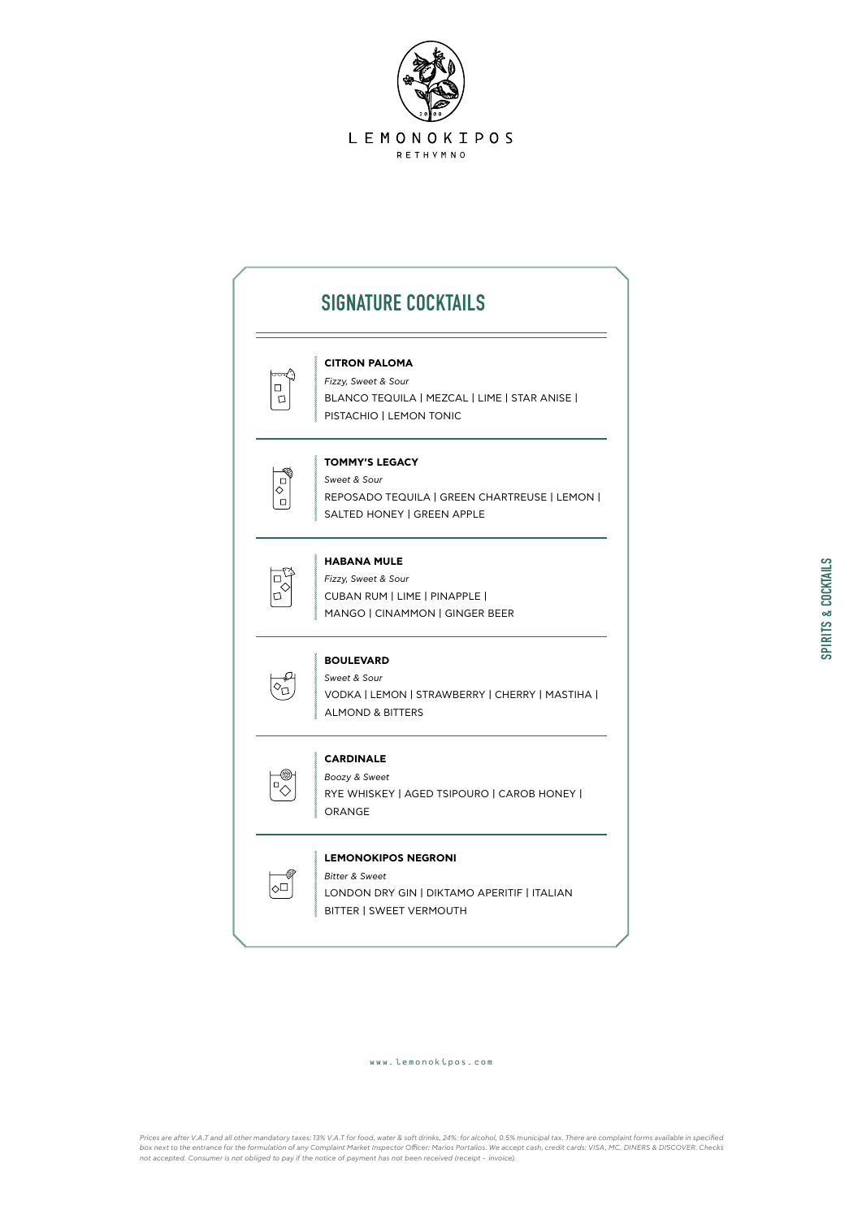LEMONOKIPOS

RETHYMNO

## SIGNATURE COCKTAILS

**CITRON PALOMA**

*Fizzy, Sweet & Sour*

BLANCO TEQUILA | MEZCAL | LIME | STAR ANISE | PISTACHIO | LEMON TONIC

**TOMMY'S LEGACY**

*Sweet & Sour*

REPOSADO TEQUILA | GREEN CHARTREUSE | LEMON | SALTED HONEY | GREEN APPLE

**HABANA MULE**

*Fizzy, Sweet & Sour*

CUBAN RUM | LIME | PINAPPLE | MANGO | CINAMMON | GINGER BEER

**BOULEVARD**

*Sweet & Sour*

VODKA | LEMON | STRAWBERRY | CHERRY | MASTIHA | ALMOND & BITTERS

**CARDINALE**

*Boozy & Sweet*

RYE WHISKEY | AGED TSIPOURO | CAROB HONEY | ORANGE

**LEMONOKIPOS NEGRONI**

*Bitter & Sweet*

LONDON DRY GIN | DIKTAMO APERITIF | ITALIAN BITTER | SWEET VERMOUTH

SPIRITS & COCKTAILS

www.lemonokipos.com

*Prices are after V.A.T and all other mandatory taxes: 13% V.A.T for food, water & soft drinks, 24%: for alcohol, 0.5% municipal tax. There are complaint forms available in specified box next to the entrance for the formulation of any Complaint Market Inspector Officer: Marios Portalios. We accept cash, credit cards: VISA, MC, DINERS & DISCOVER. Checks not accepted. Consumer is not obliged to pay if the notice of payment has not been received (receipt - invoice).*